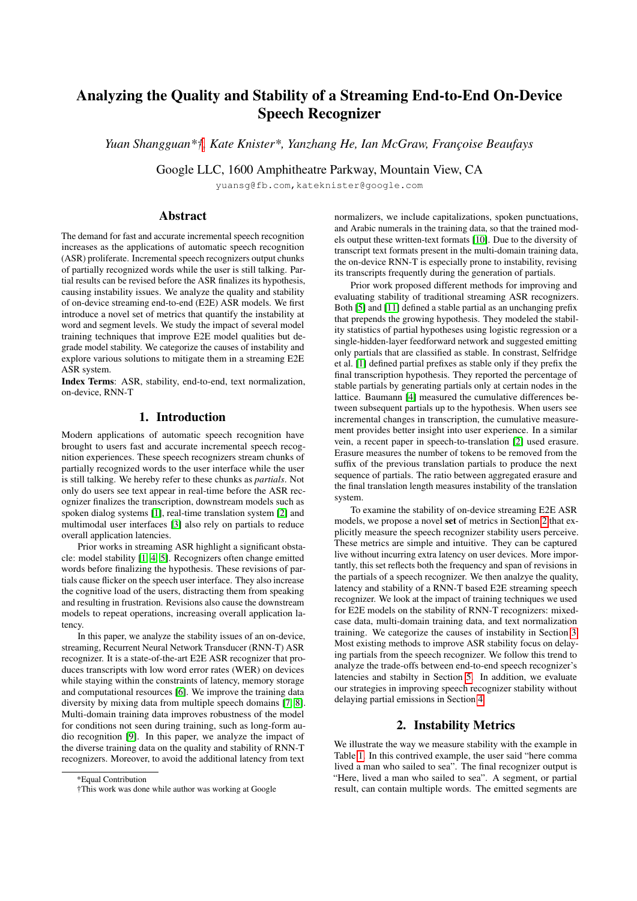# Analyzing the Quality and Stability of a Streaming End-to-End On-Device Speech Recognizer

*Yuan Shangguan\*†, Kate Knister\*, Yanzhang He, Ian McGraw, Françoise Beaufays*

Google LLC, 1600 Amphitheatre Parkway, Mountain View, CA

yuansg@fb.com, kateknister@google.com

## Abstract

The demand for fast and accurate incremental speech recognition increases as the applications of automatic speech recognition (ASR) proliferate. Incremental speech recognizers output chunks of partially recognized words while the user is still talking. Partial results can be revised before the ASR finalizes its hypothesis, causing instability issues. We analyze the quality and stability of on-device streaming end-to-end (E2E) ASR models. We first introduce a novel set of metrics that quantify the instability at word and segment levels. We study the impact of several model training techniques that improve E2E model qualities but degrade model stability. We categorize the causes of instability and explore various solutions to mitigate them in a streaming E2E ASR system.

**Index Terms**: ASR, stability, end-to-end, text normalization, on-device, RNN-T

## 1. Introduction

Modern applications of automatic speech recognition have brought to users fast and accurate incremental speech recognition experiences. These speech recognizers stream chunks of partially recognized words to the user interface while the user is still talking. We hereby refer to these chunks as *partials*. Not only do users see text appear in real-time before the ASR recognizer finalizes the transcription, downstream models such as spoken dialog systems [1], real-time translation system [2] and multimodal user interfaces [3] also rely on partials to reduce overall application latencies.

Prior works in streaming ASR highlight a significant obstacle: model stability [1, 4, 5]. Recognizers often change emitted words before finalizing the hypothesis. These revisions of partials cause flicker on the speech user interface. They also increase the cognitive load of the users, distracting them from speaking and resulting in frustration. Revisions also cause the downstream models to repeat operations, increasing overall application latency.

In this paper, we analyze the stability issues of an on-device, streaming, Recurrent Neural Network Transducer (RNN-T) ASR recognizer. It is a state-of-the-art E2E ASR recognizer that produces transcripts with low word error rates (WER) on devices while staying within the constraints of latency, memory storage and computational resources [6]. We improve the training data diversity by mixing data from multiple speech domains [7, 8]. Multi-domain training data improves robustness of the model for conditions not seen during training, such as long-form audio recognition [9]. In this paper, we analyze the impact of the diverse training data on the quality and stability of RNN-T recognizers. Moreover, to avoid the additional latency from text normalizers, we include capitalizations, spoken punctuations, and Arabic numerals in the training data, so that the trained models output these written-text formats [10]. Due to the diversity of transcript text formats present in the multi-domain training data, the on-device RNN-T is especially prone to instability, revising its transcripts frequently during the generation of partials.

Prior work proposed different methods for improving and evaluating stability of traditional streaming ASR recognizers. Both [5] and [11] defined a stable partial as an unchanging prefix that prepends the growing hypothesis. They modeled the stability statistics of partial hypotheses using logistic regression or a single-hidden-layer feedforward network and suggested emitting only partials that are classified as stable. In constrast, Selfridge et al. [1] defined partial prefixes as stable only if they prefix the final transcription hypothesis. They reported the percentage of stable partials by generating partials only at certain nodes in the lattice. Baumann [4] measured the cumulative differences between subsequent partials up to the hypothesis. When users see incremental changes in transcription, the cumulative measurement provides better insight into user experience. In a similar vein, a recent paper in speech-to-translation [2] used erasure. Erasure measures the number of tokens to be removed from the suffix of the previous translation partials to produce the next sequence of partials. The ratio between aggregated erasure and the final translation length measures instability of the translation system.

To examine the stability of on-device streaming E2E ASR models, we propose a novel **set** of metrics in Section 2 that explicitly measure the speech recognizer stability users perceive. These metrics are simple and intuitive. They can be captured live without incurring extra latency on user devices. More importantly, this set reflects both the frequency and span of revisions in the partials of a speech recognizer. We then analzye the quality, latency and stability of a RNN-T based E2E streaming speech recognizer. We look at the impact of training techniques we used for E2E models on the stability of RNN-T recognizers: mixed-case data, multi-domain training data, and text normalization training. We categorize the causes of instability in Section 3. Most existing methods to improve ASR stability focus on delaying partials from the speech recognizer. We follow this trend to analyze the trade-offs between end-to-end speech recognizer's latencies and stabilty in Section 5. In addition, we evaluate our strategies in improving speech recognizer stability without delaying partial emissions in Section 4.

## 2. Instability Metrics

We illustrate the way we measure stability with the example in Table 1. In this contrived example, the user said "here comma lived a man who sailed to sea". The final recognizer output is "Here, lived a man who sailed to sea". A segment, or partial result, can contain multiple words. The emitted segments are

\*Equal Contribution

†This work was done while author was working at Google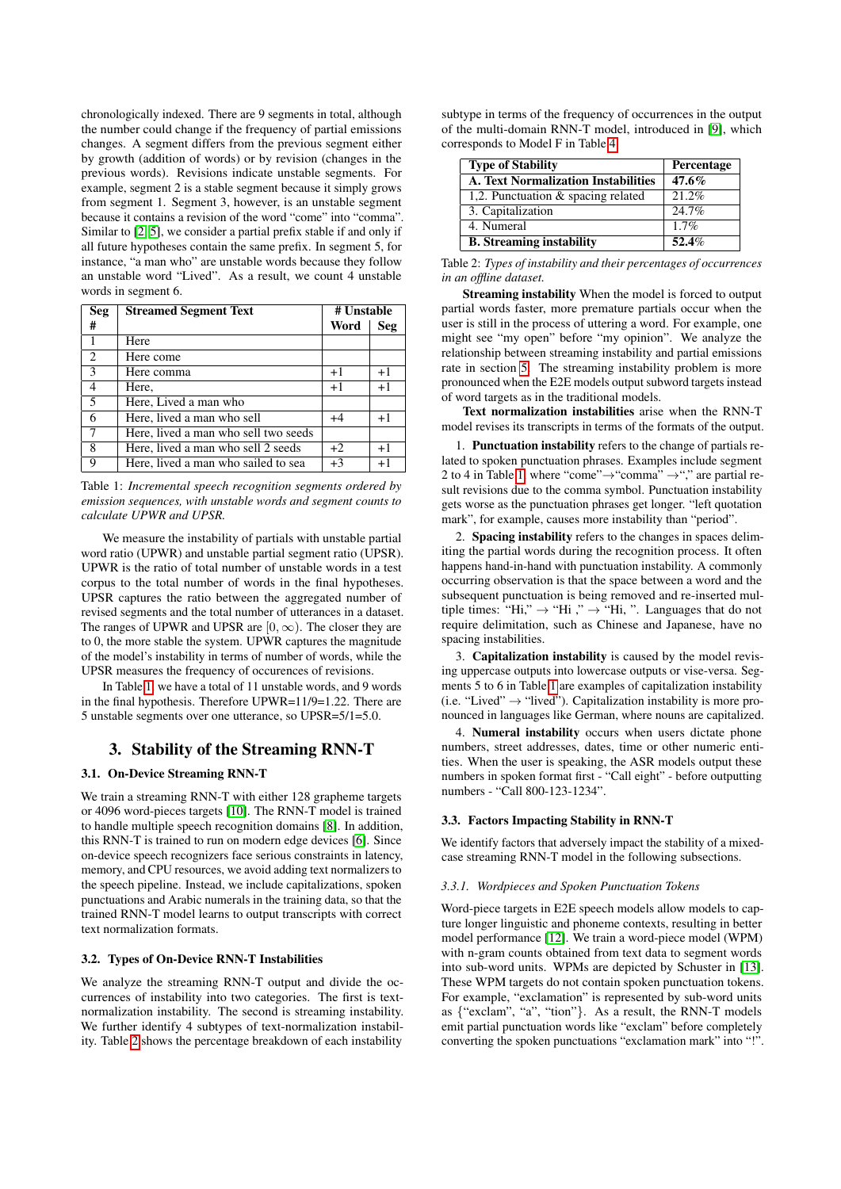chronologically indexed. There are 9 segments in total, although the number could change if the frequency of partial emissions changes. A segment differs from the previous segment either by growth (addition of words) or by revision (changes in the previous words). Revisions indicate unstable segments. For example, segment 2 is a stable segment because it simply grows from segment 1. Segment 3, however, is an unstable segment because it contains a revision of the word "come" into "comma". Similar to [2, 5], we consider a partial prefix stable if and only if all future hypotheses contain the same prefix. In segment 5, for instance, "a man who" are unstable words because they follow an unstable word "Lived". As a result, we count 4 unstable words in segment 6.

| Seg # | Streamed Segment Text | # Unstable Word | # Unstable Seg |
|---|---|---|---|
| 1 | Here | | |
| 2 | Here come | | |
| 3 | Here comma | +1 | +1 |
| 4 | Here, | +1 | +1 |
| 5 | Here, Lived a man who | | |
| 6 | Here, lived a man who sell | +4 | +1 |
| 7 | Here, lived a man who sell two seeds | | |
| 8 | Here, lived a man who sell 2 seeds | +2 | +1 |
| 9 | Here, lived a man who sailed to sea | +3 | +1 |

Table 1: *Incremental speech recognition segments ordered by emission sequences, with unstable words and segment counts to calculate UPWR and UPSR.*

We measure the instability of partials with unstable partial word ratio (UPWR) and unstable partial segment ratio (UPSR). UPWR is the ratio of total number of unstable words in a test corpus to the total number of words in the final hypotheses. UPSR captures the ratio between the aggregated number of revised segments and the total number of utterances in a dataset. The ranges of UPWR and UPSR are $[0, \infty)$. The closer they are to 0, the more stable the system. UPWR captures the magnitude of the model's instability in terms of number of words, while the UPSR measures the frequency of occurences of revisions.

In Table 1, we have a total of 11 unstable words, and 9 words in the final hypothesis. Therefore UPWR=11/9=1.22. There are 5 unstable segments over one utterance, so UPSR=5/1=5.0.

## 3. Stability of the Streaming RNN-T

### 3.1. On-Device Streaming RNN-T

We train a streaming RNN-T with either 128 grapheme targets or 4096 word-pieces targets [10]. The RNN-T model is trained to handle multiple speech recognition domains [8]. In addition, this RNN-T is trained to run on modern edge devices [6]. Since on-device speech recognizers face serious constraints in latency, memory, and CPU resources, we avoid adding text normalizers to the speech pipeline. Instead, we include capitalizations, spoken punctuations and Arabic numerals in the training data, so that the trained RNN-T model learns to output transcripts with correct text normalization formats.

### 3.2. Types of On-Device RNN-T Instabilities

We analyze the streaming RNN-T output and divide the occurrences of instability into two categories. The first is text-normalization instability. The second is streaming instability. We further identify 4 subtypes of text-normalization instability. Table 2 shows the percentage breakdown of each instability subtype in terms of the frequency of occurrences in the output of the multi-domain RNN-T model, introduced in [9], which corresponds to Model F in Table 4.

| Type of Stability | Percentage |
|---|---|
| **A. Text Normalization Instabilities** | **47.6%** |
| 1,2. Punctuation & spacing related | 21.2% |
| 3. Capitalization | 24.7% |
| 4. Numeral | 1.7% |
| **B. Streaming instability** | **52.4%** |

Table 2: *Types of instability and their percentages of occurrences in an offline dataset.*

**Streaming instability** When the model is forced to output partial words faster, more premature partials occur when the user is still in the process of uttering a word. For example, one might see "my open" before "my opinion". We analyze the relationship between streaming instability and partial emissions rate in section 5. The streaming instability problem is more pronounced when the E2E models output subword targets instead of word targets as in the traditional models.

**Text normalization instabilities** arise when the RNN-T model revises its transcripts in terms of the formats of the output.

1. **Punctuation instability** refers to the change of partials related to spoken punctuation phrases. Examples include segment 2 to 4 in Table 1, where "come"→"comma" →"," are partial result revisions due to the comma symbol. Punctuation instability gets worse as the punctuation phrases get longer. "left quotation mark", for example, causes more instability than "period".

2. **Spacing instability** refers to the changes in spaces delimiting the partial words during the recognition process. It often happens hand-in-hand with punctuation instability. A commonly occurring observation is that the space between a word and the subsequent punctuation is being removed and re-inserted multiple times: "Hi," → "Hi ," → "Hi, ". Languages that do not require delimitation, such as Chinese and Japanese, have no spacing instabilities.

3. **Capitalization instability** is caused by the model revising uppercase outputs into lowercase outputs or vise-versa. Segments 5 to 6 in Table 1 are examples of capitalization instability (i.e. "Lived" → "lived"). Capitalization instability is more pronounced in languages like German, where nouns are capitalized.

4. **Numeral instability** occurs when users dictate phone numbers, street addresses, dates, time or other numeric entities. When the user is speaking, the ASR models output these numbers in spoken format first - "Call eight" - before outputting numbers - "Call 800-123-1234".

### 3.3. Factors Impacting Stability in RNN-T

We identify factors that adversely impact the stability of a mixed-case streaming RNN-T model in the following subsections.

#### 3.3.1. Wordpieces and Spoken Punctuation Tokens

Word-piece targets in E2E speech models allow models to capture longer linguistic and phoneme contexts, resulting in better model performance [12]. We train a word-piece model (WPM) with n-gram counts obtained from text data to segment words into sub-word units. WPMs are depicted by Schuster in [13]. These WPM targets do not contain spoken punctuation tokens. For example, "exclamation" is represented by sub-word units as {"exclam", "a", "tion"}. As a result, the RNN-T models emit partial punctuation words like "exclam" before completely converting the spoken punctuations "exclamation mark" into "!".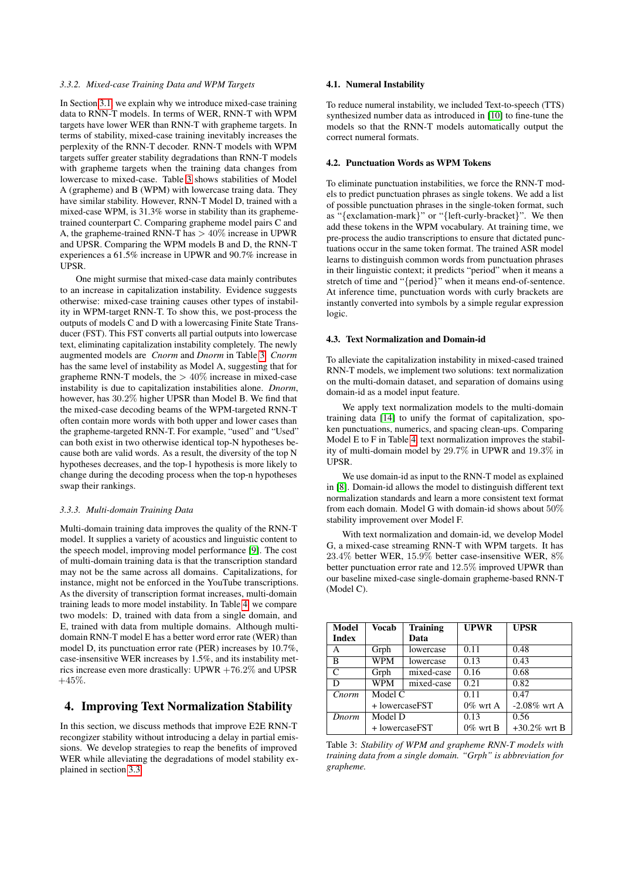#### 3.3.2. Mixed-case Training Data and WPM Targets

In Section 3.1, we explain why we introduce mixed-case training data to RNN-T models. In terms of WER, RNN-T with WPM targets have lower WER than RNN-T with grapheme targets. In terms of stability, mixed-case training inevitably increases the perplexity of the RNN-T decoder. RNN-T models with WPM targets suffer greater stability degradations than RNN-T models with grapheme targets when the training data changes from lowercase to mixed-case. Table 3 shows stabilities of Model A (grapheme) and B (WPM) with lowercase traing data. They have similar stability. However, RNN-T Model D, trained with a mixed-case WPM, is 31.3% worse in stability than its grapheme-trained counterpart C. Comparing grapheme model pairs C and A, the grapheme-trained RNN-T has $> 40\%$ increase in UPWR and UPSR. Comparing the WPM models B and D, the RNN-T experiences a 61.5% increase in UPWR and 90.7% increase in UPSR.

One might surmise that mixed-case data mainly contributes to an increase in capitalization instability. Evidence suggests otherwise: mixed-case training causes other types of instability in WPM-target RNN-T. To show this, we post-process the outputs of models C and D with a lowercasing Finite State Transducer (FST). This FST converts all partial outputs into lowercase text, eliminating capitalization instability completely. The newly augmented models are *Cnorm* and *Dnorm* in Table 3. *Cnorm* has the same level of instability as Model A, suggesting that for grapheme RNN-T models, the $> 40\%$ increase in mixed-case instability is due to capitalization instabilities alone. *Dnorm*, however, has $30.2\%$ higher UPSR than Model B. We find that the mixed-case decoding beams of the WPM-targeted RNN-T often contain more words with both upper and lower cases than the grapheme-targeted RNN-T. For example, "used" and "Used" can both exist in two otherwise identical top-N hypotheses because both are valid words. As a result, the diversity of the top N hypotheses decreases, and the top-1 hypothesis is more likely to change during the decoding process when the top-n hypotheses swap their rankings.

#### 3.3.3. Multi-domain Training Data

Multi-domain training data improves the quality of the RNN-T model. It supplies a variety of acoustics and linguistic content to the speech model, improving model performance [9]. The cost of multi-domain training data is that the transcription standard may not be the same across all domains. Capitalizations, for instance, might not be enforced in the YouTube transcriptions. As the diversity of transcription format increases, multi-domain training leads to more model instability. In Table 4, we compare two models: D, trained with data from a single domain, and E, trained with data from multiple domains. Although multi-domain RNN-T model E has a better word error rate (WER) than model D, its punctuation error rate (PER) increases by 10.7%, case-insensitive WER increases by 1.5%, and its instability metrics increase even more drastically: UPWR $+76.2\%$ and UPSR $+45\%$.

## 4. Improving Text Normalization Stability

In this section, we discuss methods that improve E2E RNN-T recongizer stability without introducing a delay in partial emissions. We develop strategies to reap the benefits of improved WER while alleviating the degradations of model stability explained in section 3.3.

### 4.1. Numeral Instability

To reduce numeral instability, we included Text-to-speech (TTS) synthesized number data as introduced in [10] to fine-tune the models so that the RNN-T models automatically output the correct numeral formats.

### 4.2. Punctuation Words as WPM Tokens

To eliminate punctuation instabilities, we force the RNN-T models to predict punctuation phrases as single tokens. We add a list of possible punctuation phrases in the single-token format, such as "{exclamation-mark}" or "{left-curly-bracket}". We then add these tokens in the WPM vocabulary. At training time, we pre-process the audio transcriptions to ensure that dictated punctuations occur in the same token format. The trained ASR model learns to distinguish common words from punctuation phrases in their linguistic context; it predicts "period" when it means a stretch of time and "{period}" when it means end-of-sentence. At inference time, punctuation words with curly brackets are instantly converted into symbols by a simple regular expression logic.

### 4.3. Text Normalization and Domain-id

To alleviate the capitalization instability in mixed-cased trained RNN-T models, we implement two solutions: text normalization on the multi-domain dataset, and separation of domains using domain-id as a model input feature.

We apply text normalization models to the multi-domain training data [14] to unify the format of capitalization, spoken punctuations, numerics, and spacing clean-ups. Comparing Model E to F in Table 4, text normalization improves the stability of multi-domain model by 29.7% in UPWR and 19.3% in UPSR.

We use domain-id as input to the RNN-T model as explained in [8]. Domain-id allows the model to distinguish different text normalization standards and learn a more consistent text format from each domain. Model G with domain-id shows about $50\%$ stability improvement over Model F.

With text normalization and domain-id, we develop Model G, a mixed-case streaming RNN-T with WPM targets. It has $23.4\%$ better WER, $15.9\%$ better case-insensitive WER, $8\%$ better punctuation error rate and $12.5\%$ improved UPWR than our baseline mixed-case single-domain grapheme-based RNN-T (Model C).

| Model Index | Vocab | Training Data | UPWR | UPSR |
|---|---|---|---|---|
| A | Grph | lowercase | 0.11 | 0.48 |
| B | WPM | lowercase | 0.13 | 0.43 |
| C | Grph | mixed-case | 0.16 | 0.68 |
| D | WPM | mixed-case | 0.21 | 0.82 |
| *Cnorm* | Model C + lowercaseFST | | 0.11 0% wrt A | 0.47 -2.08% wrt A |
| *Dnorm* | Model D + lowercaseFST | | 0.13 0% wrt B | 0.56 +30.2% wrt B |

Table 3: *Stability of WPM and grapheme RNN-T models with training data from a single domain. "Grph" is abbreviation for grapheme.*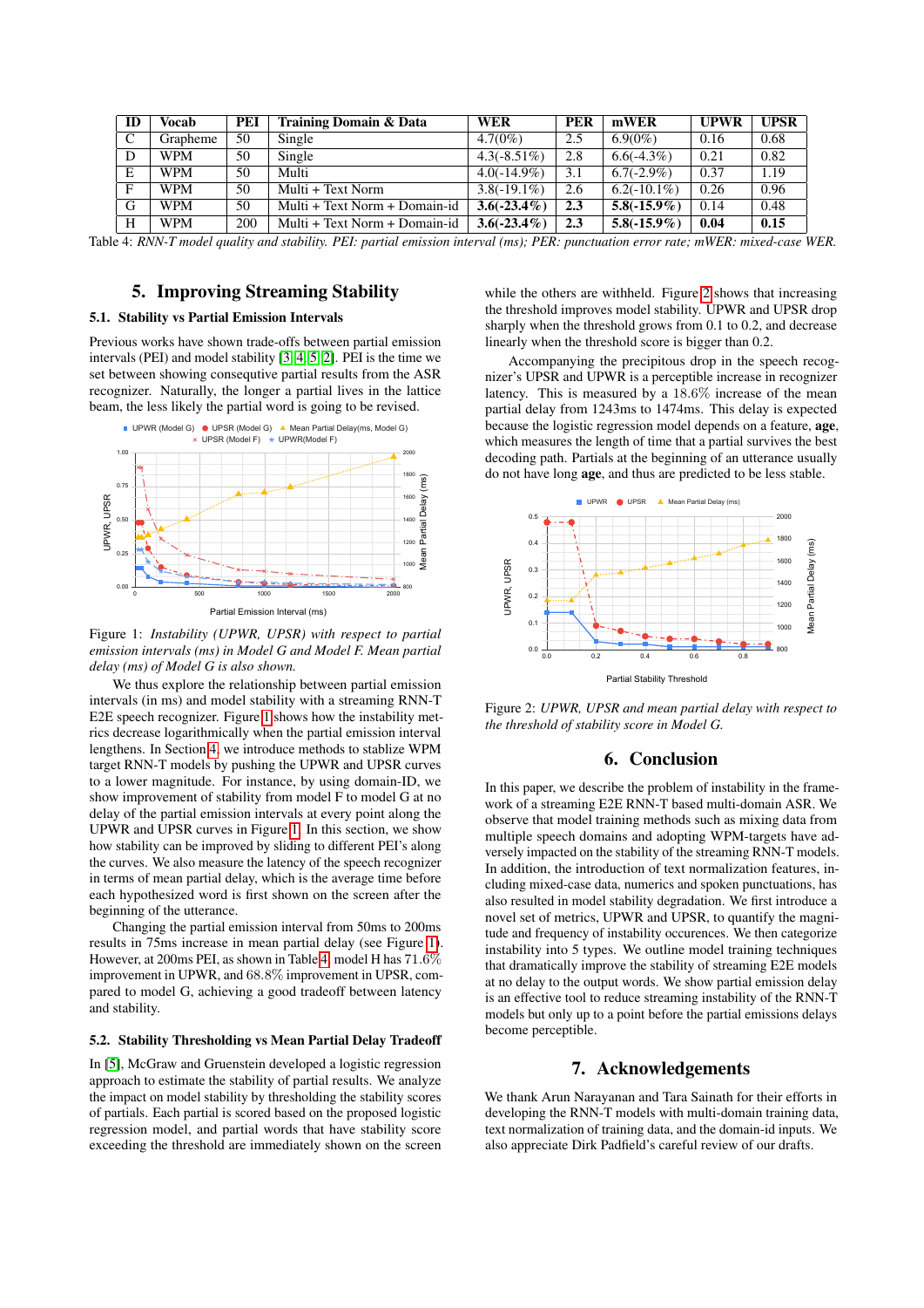| ID | Vocab | PEI | Training Domain & Data | WER | PER | mWER | UPWR | UPSR |
|---|---|---|---|---|---|---|---|---|
| C | Grapheme | 50 | Single | 4.7(0%) | 2.5 | 6.9(0%) | 0.16 | 0.68 |
| D | WPM | 50 | Single | 4.3(-8.51%) | 2.8 | 6.6(-4.3%) | 0.21 | 0.82 |
| E | WPM | 50 | Multi | 4.0(-14.9%) | 3.1 | 6.7(-2.9%) | 0.37 | 1.19 |
| F | WPM | 50 | Multi + Text Norm | 3.8(-19.1%) | 2.6 | 6.2(-10.1%) | 0.26 | 0.96 |
| G | WPM | 50 | Multi + Text Norm + Domain-id | **3.6(-23.4%)** | **2.3** | **5.8(-15.9%)** | 0.14 | 0.48 |
| H | WPM | 200 | Multi + Text Norm + Domain-id | **3.6(-23.4%)** | **2.3** | **5.8(-15.9%)** | **0.04** | **0.15** |

Table 4: *RNN-T model quality and stability. PEI: partial emission interval (ms); PER: punctuation error rate; mWER: mixed-case WER.*

## 5. Improving Streaming Stability

### 5.1. Stability vs Partial Emission Intervals

Previous works have shown trade-offs between partial emission intervals (PEI) and model stability [3, 4, 5, 2]. PEI is the time we set between showing consecutive partial results from the ASR recognizer. Naturally, the longer a partial lives in the lattice beam, the less likely the partial word is going to be revised.

Figure 1: *Instability (UPWR, UPSR) with respect to partial emission intervals (ms) in Model G and Model F. Mean partial delay (ms) of Model G is also shown.*

We thus explore the relationship between partial emission intervals (in ms) and model stability with a streaming RNN-T E2E speech recognizer. Figure 1 shows how the instability metrics decrease logarithmically when the partial emission interval lengthens. In Section 4, we introduce methods to stablize WPM target RNN-T models by pushing the UPWR and UPSR curves to a lower magnitude. For instance, by using domain-ID, we show improvement of stability from model F to model G at no delay of the partial emission intervals at every point along the UPWR and UPSR curves in Figure 1. In this section, we show how stability can be improved by sliding to different PEI's along the curves. We also measure the latency of the speech recognizer in terms of mean partial delay, which is the average time before each hypothesized word is first shown on the screen after the beginning of the utterance.

Changing the partial emission interval from 50ms to 200ms results in 75ms increase in mean partial delay (see Figure 1). However, at 200ms PEI, as shown in Table 4, model H has 71.6% improvement in UPWR, and 68.8% improvement in UPSR, compared to model G, achieving a good tradeoff between latency and stability.

### 5.2. Stability Thresholding vs Mean Partial Delay Tradeoff

In [5], McGraw and Gruenstein developed a logistic regression approach to estimate the stability of partial results. We analyze the impact on model stability by thresholding the stability scores of partials. Each partial is scored based on the proposed logistic regression model, and partial words that have stability score exceeding the threshold are immediately shown on the screen while the others are withheld. Figure 2 shows that increasing the threshold improves model stability. UPWR and UPSR drop sharply when the threshold grows from 0.1 to 0.2, and decrease linearly when the threshold score is bigger than 0.2.

Accompanying the precipitous drop in the speech recognizer's UPSR and UPWR is a perceptible increase in recognizer latency. This is measured by a 18.6% increase of the mean partial delay from 1243ms to 1474ms. This delay is expected because the logistic regression model depends on a feature, **age**, which measures the length of time that a partial survives the best decoding path. Partials at the beginning of an utterance usually do not have long **age**, and thus are predicted to be less stable.

Figure 2: *UPWR, UPSR and mean partial delay with respect to the threshold of stability score in Model G.*

## 6. Conclusion

In this paper, we describe the problem of instability in the framework of a streaming E2E RNN-T based multi-domain ASR. We observe that model training methods such as mixing data from multiple speech domains and adopting WPM-targets have adversely impacted on the stability of the streaming RNN-T models. In addition, the introduction of text normalization features, including mixed-case data, numerics and spoken punctuations, has also resulted in model stability degradation. We first introduce a novel set of metrics, UPWR and UPSR, to quantify the magnitude and frequency of instability occurences. We then categorize instability into 5 types. We outline model training techniques that dramatically improve the stability of streaming E2E models at no delay to the output words. We show partial emission delay is an effective tool to reduce streaming instability of the RNN-T models but only up to a point before the partial emissions delays become perceptible.

## 7. Acknowledgements

We thank Arun Narayanan and Tara Sainath for their efforts in developing the RNN-T models with multi-domain training data, text normalization of training data, and the domain-id inputs. We also appreciate Dirk Padfield's careful review of our drafts.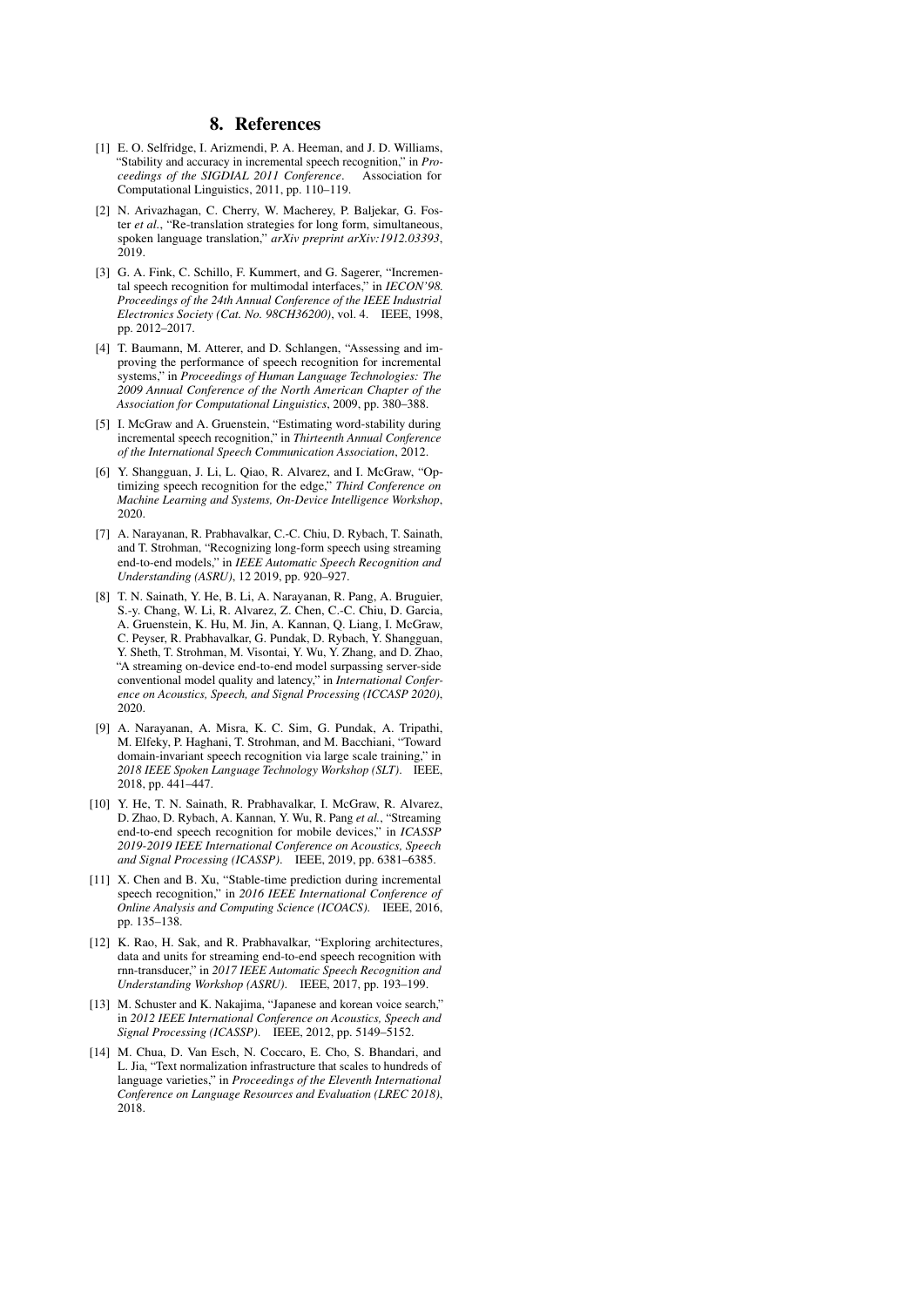## 8. References

[1] E. O. Selfridge, I. Arizmendi, P. A. Heeman, and J. D. Williams, "Stability and accuracy in incremental speech recognition," in *Proceedings of the SIGDIAL 2011 Conference*. Association for Computational Linguistics, 2011, pp. 110–119.

[2] N. Arivazhagan, C. Cherry, W. Macherey, P. Baljekar, G. Foster *et al.*, "Re-translation strategies for long form, simultaneous, spoken language translation," *arXiv preprint arXiv:1912.03393*, 2019.

[3] G. A. Fink, C. Schillo, F. Kummert, and G. Sagerer, "Incremental speech recognition for multimodal interfaces," in *IECON'98. Proceedings of the 24th Annual Conference of the IEEE Industrial Electronics Society (Cat. No. 98CH36200)*, vol. 4. IEEE, 1998, pp. 2012–2017.

[4] T. Baumann, M. Atterer, and D. Schlangen, "Assessing and improving the performance of speech recognition for incremental systems," in *Proceedings of Human Language Technologies: The 2009 Annual Conference of the North American Chapter of the Association for Computational Linguistics*, 2009, pp. 380–388.

[5] I. McGraw and A. Gruenstein, "Estimating word-stability during incremental speech recognition," in *Thirteenth Annual Conference of the International Speech Communication Association*, 2012.

[6] Y. Shangguan, J. Li, L. Qiao, R. Alvarez, and I. McGraw, "Optimizing speech recognition for the edge," *Third Conference on Machine Learning and Systems, On-Device Intelligence Workshop*, 2020.

[7] A. Narayanan, R. Prabhavalkar, C.-C. Chiu, D. Rybach, T. Sainath, and T. Strohman, "Recognizing long-form speech using streaming end-to-end models," in *IEEE Automatic Speech Recognition and Understanding (ASRU)*, 12 2019, pp. 920–927.

[8] T. N. Sainath, Y. He, B. Li, A. Narayanan, R. Pang, A. Bruguier, S.-y. Chang, W. Li, R. Alvarez, Z. Chen, C.-C. Chiu, D. Garcia, A. Gruenstein, K. Hu, M. Jin, A. Kannan, Q. Liang, I. McGraw, C. Peyser, R. Prabhavalkar, G. Pundak, D. Rybach, Y. Shangguan, Y. Sheth, T. Strohman, M. Visontai, Y. Wu, Y. Zhang, and D. Zhao, "A streaming on-device end-to-end model surpassing server-side conventional model quality and latency," in *International Conference on Acoustics, Speech, and Signal Processing (ICCASP 2020)*, 2020.

[9] A. Narayanan, A. Misra, K. C. Sim, G. Pundak, A. Tripathi, M. Elfeky, P. Haghani, T. Strohman, and M. Bacchiani, "Toward domain-invariant speech recognition via large scale training," in *2018 IEEE Spoken Language Technology Workshop (SLT)*. IEEE, 2018, pp. 441–447.

[10] Y. He, T. N. Sainath, R. Prabhavalkar, I. McGraw, R. Alvarez, D. Zhao, D. Rybach, A. Kannan, Y. Wu, R. Pang *et al.*, "Streaming end-to-end speech recognition for mobile devices," in *ICASSP 2019-2019 IEEE International Conference on Acoustics, Speech and Signal Processing (ICASSP)*. IEEE, 2019, pp. 6381–6385.

[11] X. Chen and B. Xu, "Stable-time prediction during incremental speech recognition," in *2016 IEEE International Conference of Online Analysis and Computing Science (ICOACS)*. IEEE, 2016, pp. 135–138.

[12] K. Rao, H. Sak, and R. Prabhavalkar, "Exploring architectures, data and units for streaming end-to-end speech recognition with rnn-transducer," in *2017 IEEE Automatic Speech Recognition and Understanding Workshop (ASRU)*. IEEE, 2017, pp. 193–199.

[13] M. Schuster and K. Nakajima, "Japanese and korean voice search," in *2012 IEEE International Conference on Acoustics, Speech and Signal Processing (ICASSP)*. IEEE, 2012, pp. 5149–5152.

[14] M. Chua, D. Van Esch, N. Coccaro, E. Cho, S. Bhandari, and L. Jia, "Text normalization infrastructure that scales to hundreds of language varieties," in *Proceedings of the Eleventh International Conference on Language Resources and Evaluation (LREC 2018)*, 2018.